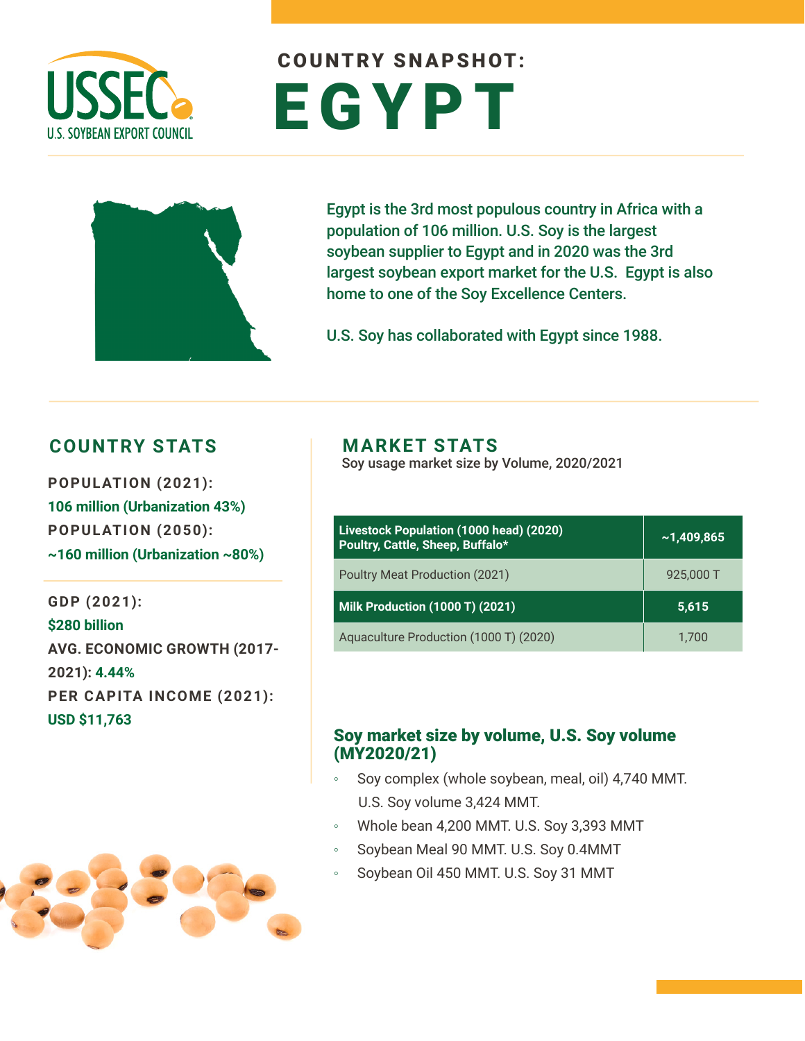USSEC
U.S. SOYBEAN EXPORT COUNCIL

# COUNTRY SNAPSHOT: EGYPT

Egypt is the 3rd most populous country in Africa with a population of 106 million. U.S. Soy is the largest soybean supplier to Egypt and in 2020 was the 3rd largest soybean export market for the U.S. Egypt is also home to one of the Soy Excellence Centers.

U.S. Soy has collaborated with Egypt since 1988.

## COUNTRY STATS

**POPULATION (2021):**
106 million (Urbanization 43%)

**POPULATION (2050):**
~160 million (Urbanization ~80%)

**GDP (2021):**
$280 billion

**AVG. ECONOMIC GROWTH (2017-2021):** 4.44%

**PER CAPITA INCOME (2021):**
USD $11,763

## MARKET STATS

Soy usage market size by Volume, 2020/2021

| Livestock Population (1000 head) (2020) Poultry, Cattle, Sheep, Buffalo* | ~1,409,865 |
|---|---|
| Poultry Meat Production (2021) | 925,000 T |
| Milk Production (1000 T) (2021) | 5,615 |
| Aquaculture Production (1000 T) (2020) | 1,700 |

### Soy market size by volume, U.S. Soy volume (MY2020/21)

- Soy complex (whole soybean, meal, oil) 4,740 MMT. U.S. Soy volume 3,424 MMT.
- Whole bean 4,200 MMT. U.S. Soy 3,393 MMT
- Soybean Meal 90 MMT. U.S. Soy 0.4MMT
- Soybean Oil 450 MMT. U.S. Soy 31 MMT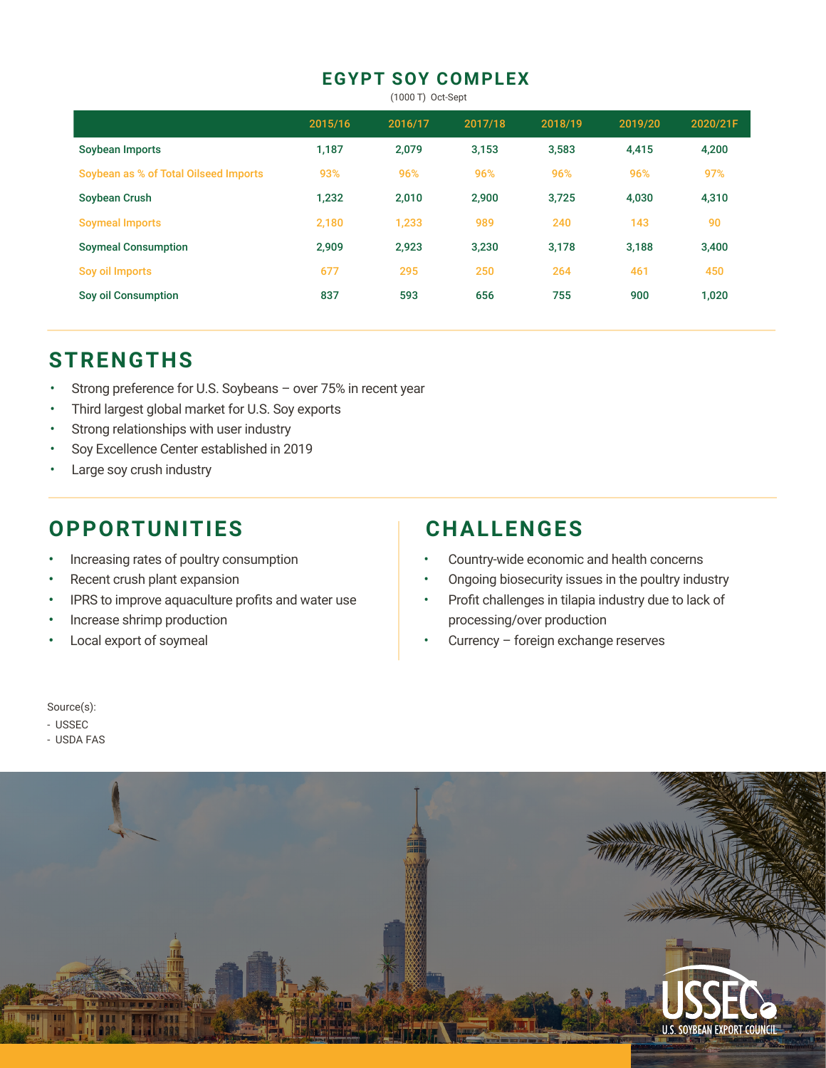# EGYPT SOY COMPLEX

(1000 T) Oct-Sept

| | 2015/16 | 2016/17 | 2017/18 | 2018/19 | 2019/20 | 2020/21F |
|---|---|---|---|---|---|---|
| Soybean Imports | 1,187 | 2,079 | 3,153 | 3,583 | 4,415 | 4,200 |
| Soybean as % of Total Oilseed Imports | 93% | 96% | 96% | 96% | 96% | 97% |
| Soybean Crush | 1,232 | 2,010 | 2,900 | 3,725 | 4,030 | 4,310 |
| Soymeal Imports | 2,180 | 1,233 | 989 | 240 | 143 | 90 |
| Soymeal Consumption | 2,909 | 2,923 | 3,230 | 3,178 | 3,188 | 3,400 |
| Soy oil Imports | 677 | 295 | 250 | 264 | 461 | 450 |
| Soy oil Consumption | 837 | 593 | 656 | 755 | 900 | 1,020 |

## STRENGTHS

- Strong preference for U.S. Soybeans – over 75% in recent year
- Third largest global market for U.S. Soy exports
- Strong relationships with user industry
- Soy Excellence Center established in 2019
- Large soy crush industry

## OPPORTUNITIES

- Increasing rates of poultry consumption
- Recent crush plant expansion
- IPRS to improve aquaculture profits and water use
- Increase shrimp production
- Local export of soymeal

## CHALLENGES

- Country-wide economic and health concerns
- Ongoing biosecurity issues in the poultry industry
- Profit challenges in tilapia industry due to lack of processing/over production
- Currency – foreign exchange reserves

Source(s):
- USSEC
- USDA FAS

USSEC
U.S. SOYBEAN EXPORT COUNCIL